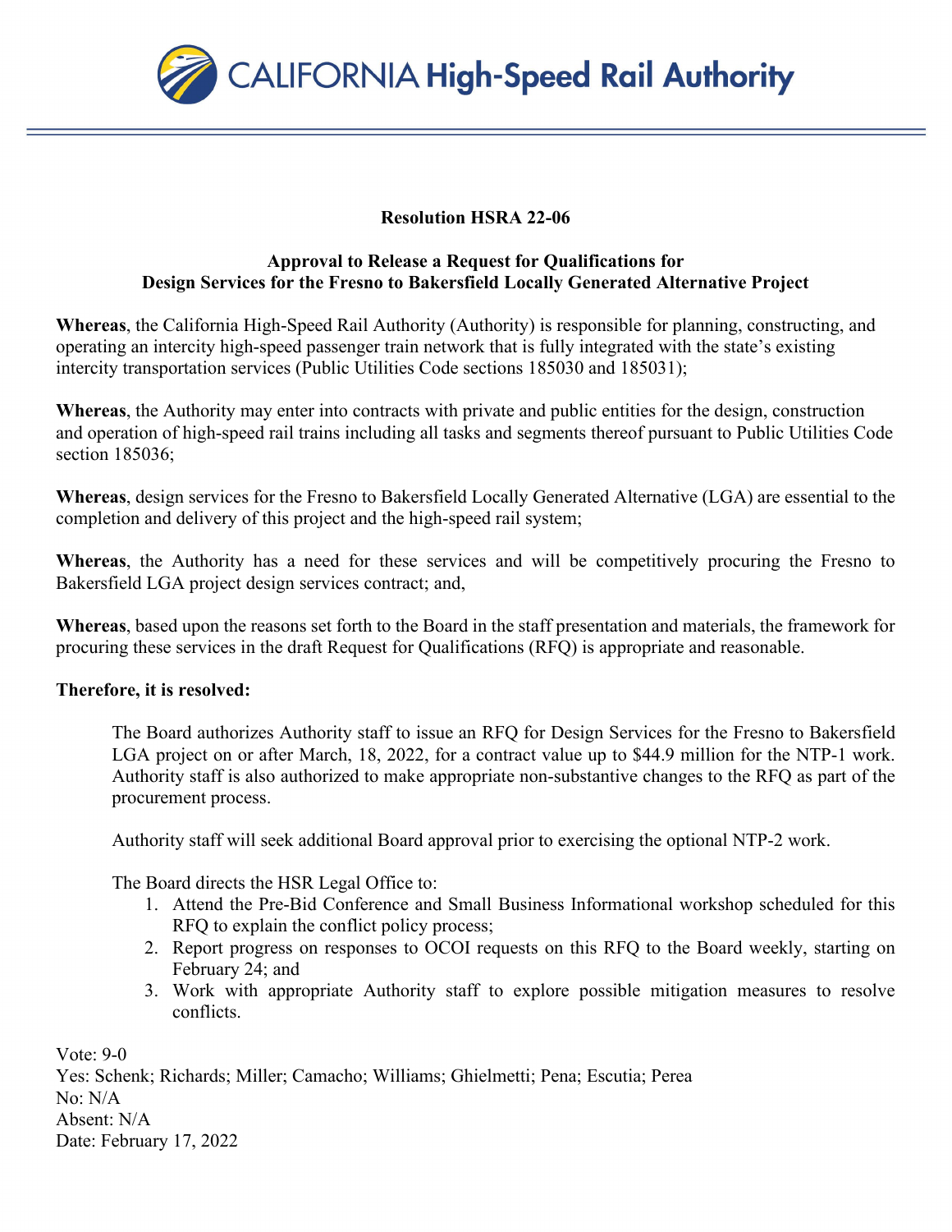CALIFORNIA High-Speed Rail Authority

**Resolution HSRA 22-06**

**Approval to Release a Request for Qualifications for Design Services for the Fresno to Bakersfield Locally Generated Alternative Project**

**Whereas**, the California High-Speed Rail Authority (Authority) is responsible for planning, constructing, and operating an intercity high-speed passenger train network that is fully integrated with the state's existing intercity transportation services (Public Utilities Code sections 185030 and 185031);

**Whereas**, the Authority may enter into contracts with private and public entities for the design, construction and operation of high-speed rail trains including all tasks and segments thereof pursuant to Public Utilities Code section 185036;

**Whereas**, design services for the Fresno to Bakersfield Locally Generated Alternative (LGA) are essential to the completion and delivery of this project and the high-speed rail system;

**Whereas**, the Authority has a need for these services and will be competitively procuring the Fresno to Bakersfield LGA project design services contract; and,

**Whereas**, based upon the reasons set forth to the Board in the staff presentation and materials, the framework for procuring these services in the draft Request for Qualifications (RFQ) is appropriate and reasonable.

**Therefore, it is resolved:**

The Board authorizes Authority staff to issue an RFQ for Design Services for the Fresno to Bakersfield LGA project on or after March, 18, 2022, for a contract value up to $44.9 million for the NTP-1 work. Authority staff is also authorized to make appropriate non-substantive changes to the RFQ as part of the procurement process.

Authority staff will seek additional Board approval prior to exercising the optional NTP-2 work.

The Board directs the HSR Legal Office to:

1. Attend the Pre-Bid Conference and Small Business Informational workshop scheduled for this RFQ to explain the conflict policy process;
2. Report progress on responses to OCOI requests on this RFQ to the Board weekly, starting on February 24; and
3. Work with appropriate Authority staff to explore possible mitigation measures to resolve conflicts.

Vote: 9-0
Yes: Schenk; Richards; Miller; Camacho; Williams; Ghielmetti; Pena; Escutia; Perea
No: N/A
Absent: N/A
Date: February 17, 2022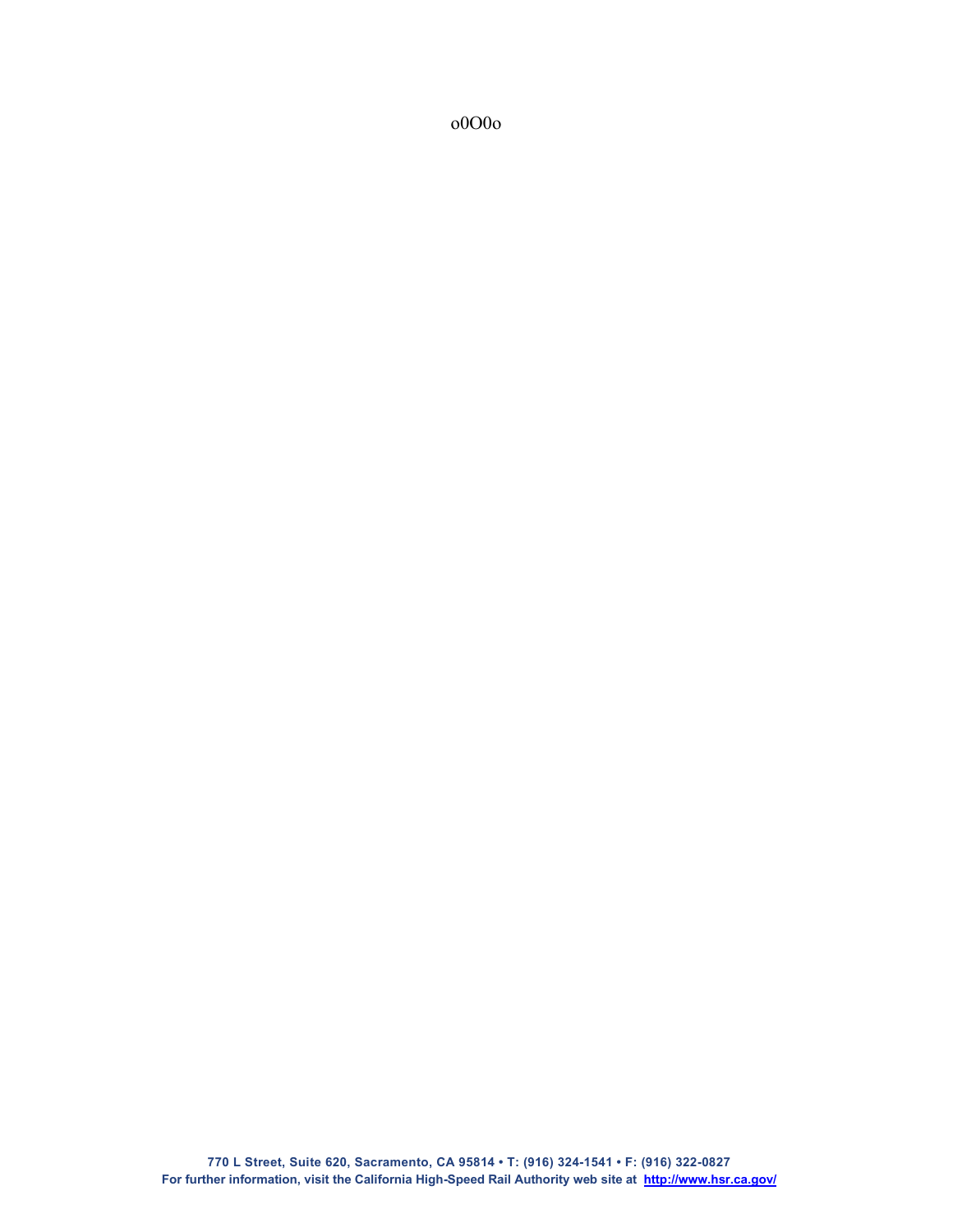o0O0o

**770 L Street, Suite 620, Sacramento, CA 95814 • T: (916) 324-1541 • F: (916) 322-0827**
**For further information, visit the California High-Speed Rail Authority web site at [http://www.hsr.ca.gov/](http://www.hsr.ca.gov/)**